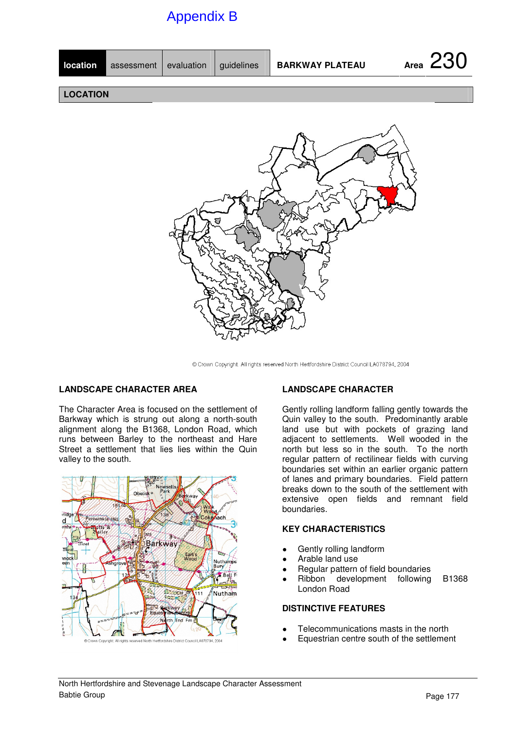Appendix B

| location | assessment | evaluation | guidelines | BARKWAY PLATEAU | Area 230 |
|---|---|---|---|---|---|

## LOCATION

© Crown Copyright. All rights reserved North Hertfordshire District Council LA078794, 2004

### LANDSCAPE CHARACTER AREA

The Character Area is focused on the settlement of Barkway which is strung out along a north-south alignment along the B1368, London Road, which runs between Barley to the northeast and Hare Street a settlement that lies lies within the Quin valley to the south.

© Crown Copyright. All rights reserved North Hertfordshire District Council LA078794, 2004

### LANDSCAPE CHARACTER

Gently rolling landform falling gently towards the Quin valley to the south. Predominantly arable land use but with pockets of grazing land adjacent to settlements. Well wooded in the north but less so in the south. To the north regular pattern of rectilinear fields with curving boundaries set within an earlier organic pattern of lanes and primary boundaries. Field pattern breaks down to the south of the settlement with extensive open fields and remnant field boundaries.

### KEY CHARACTERISTICS

- Gently rolling landform
- Arable land use
- Regular pattern of field boundaries
- Ribbon development following B1368 London Road

### DISTINCTIVE FEATURES

- Telecommunications masts in the north
- Equestrian centre south of the settlement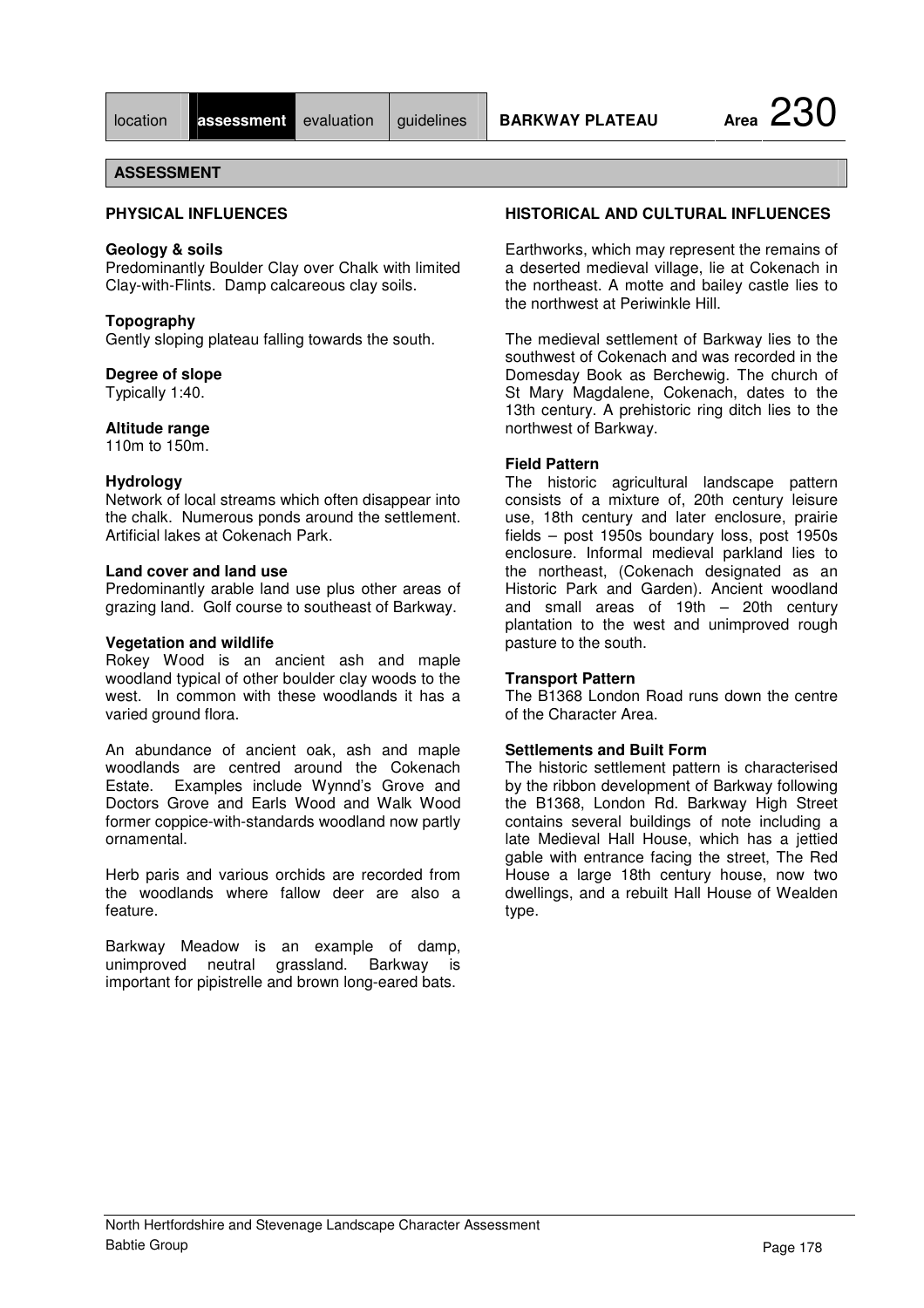# ASSESSMENT

## PHYSICAL INFLUENCES

### Geology & soils
Predominantly Boulder Clay over Chalk with limited Clay-with-Flints. Damp calcareous clay soils.

### Topography
Gently sloping plateau falling towards the south.

### Degree of slope
Typically 1:40.

### Altitude range
110m to 150m.

### Hydrology
Network of local streams which often disappear into the chalk. Numerous ponds around the settlement. Artificial lakes at Cokenach Park.

### Land cover and land use
Predominantly arable land use plus other areas of grazing land. Golf course to southeast of Barkway.

### Vegetation and wildlife
Rokey Wood is an ancient ash and maple woodland typical of other boulder clay woods to the west. In common with these woodlands it has a varied ground flora.

An abundance of ancient oak, ash and maple woodlands are centred around the Cokenach Estate. Examples include Wynnd's Grove and Doctors Grove and Earls Wood and Walk Wood former coppice-with-standards woodland now partly ornamental.

Herb paris and various orchids are recorded from the woodlands where fallow deer are also a feature.

Barkway Meadow is an example of damp, unimproved neutral grassland. Barkway is important for pipistrelle and brown long-eared bats.

## HISTORICAL AND CULTURAL INFLUENCES

Earthworks, which may represent the remains of a deserted medieval village, lie at Cokenach in the northeast. A motte and bailey castle lies to the northwest at Periwinkle Hill.

The medieval settlement of Barkway lies to the southwest of Cokenach and was recorded in the Domesday Book as Berchewig. The church of St Mary Magdalene, Cokenach, dates to the 13th century. A prehistoric ring ditch lies to the northwest of Barkway.

### Field Pattern
The historic agricultural landscape pattern consists of a mixture of, 20th century leisure use, 18th century and later enclosure, prairie fields – post 1950s boundary loss, post 1950s enclosure. Informal medieval parkland lies to the northeast, (Cokenach designated as an Historic Park and Garden). Ancient woodland and small areas of 19th – 20th century plantation to the west and unimproved rough pasture to the south.

### Transport Pattern
The B1368 London Road runs down the centre of the Character Area.

### Settlements and Built Form
The historic settlement pattern is characterised by the ribbon development of Barkway following the B1368, London Rd. Barkway High Street contains several buildings of note including a late Medieval Hall House, which has a jettied gable with entrance facing the street, The Red House a large 18th century house, now two dwellings, and a rebuilt Hall House of Wealden type.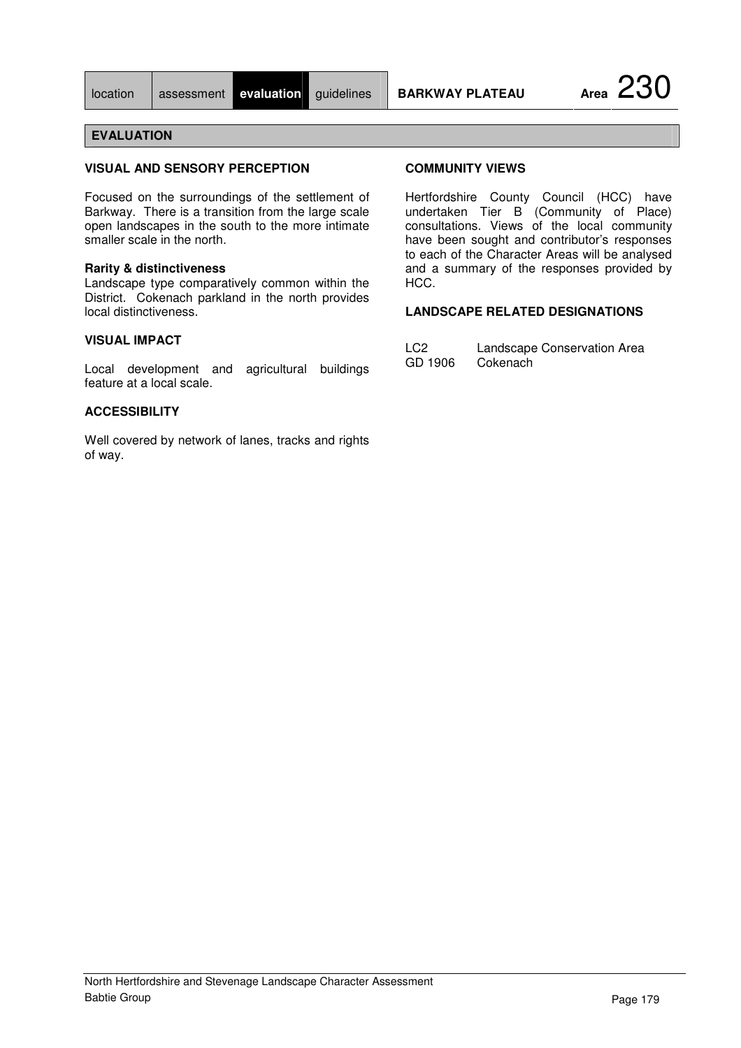| location | assessment | **evaluation** | guidelines | **BARKWAY PLATEAU** | **Area** 230 |
|---|---|---|---|---|---|

## EVALUATION

### VISUAL AND SENSORY PERCEPTION

Focused on the surroundings of the settlement of Barkway. There is a transition from the large scale open landscapes in the south to the more intimate smaller scale in the north.

**Rarity & distinctiveness**
Landscape type comparatively common within the District. Cokenach parkland in the north provides local distinctiveness.

### VISUAL IMPACT

Local development and agricultural buildings feature at a local scale.

### ACCESSIBILITY

Well covered by network of lanes, tracks and rights of way.

### COMMUNITY VIEWS

Hertfordshire County Council (HCC) have undertaken Tier B (Community of Place) consultations. Views of the local community have been sought and contributor's responses to each of the Character Areas will be analysed and a summary of the responses provided by HCC.

### LANDSCAPE RELATED DESIGNATIONS

| | |
|---|---|
| LC2 | Landscape Conservation Area |
| GD 1906 | Cokenach |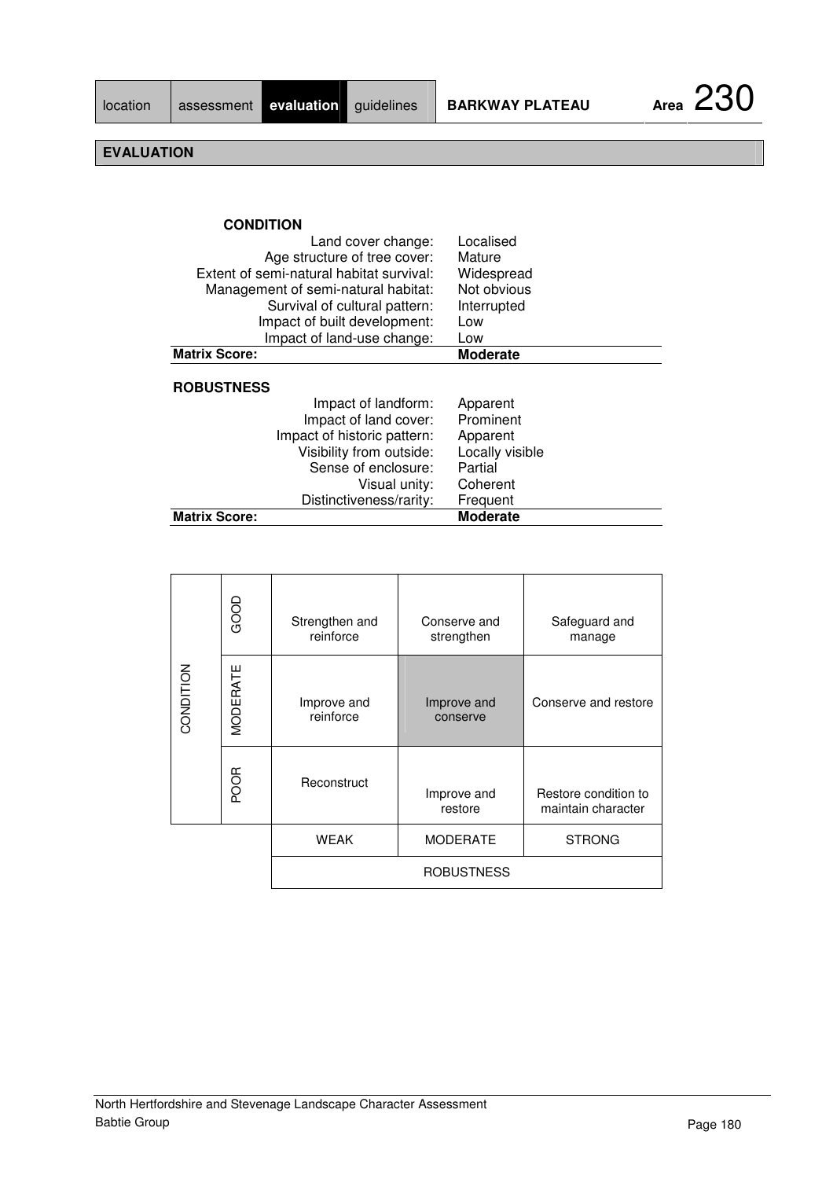location | assessment | **evaluation** | guidelines — **BARKWAY PLATEAU** — Area 230

## EVALUATION

### CONDITION

| | |
|---|---|
| Land cover change: | Localised |
| Age structure of tree cover: | Mature |
| Extent of semi-natural habitat survival: | Widespread |
| Management of semi-natural habitat: | Not obvious |
| Survival of cultural pattern: | Interrupted |
| Impact of built development: | Low |
| Impact of land-use change: | Low |
| **Matrix Score:** | **Moderate** |

### ROBUSTNESS

| | |
|---|---|
| Impact of landform: | Apparent |
| Impact of land cover: | Prominent |
| Impact of historic pattern: | Apparent |
| Visibility from outside: | Locally visible |
| Sense of enclosure: | Partial |
| Visual unity: | Coherent |
| Distinctiveness/rarity: | Frequent |
| **Matrix Score:** | **Moderate** |

| CONDITION | | | | |
|---|---|---|---|---|
| | GOOD | Strengthen and reinforce | Conserve and strengthen | Safeguard and manage |
| | MODERATE | Improve and reinforce | **Improve and conserve** | Conserve and restore |
| | POOR | Reconstruct | Improve and restore | Restore condition to maintain character |
| | | WEAK | MODERATE | STRONG |
| | | ROBUSTNESS | | |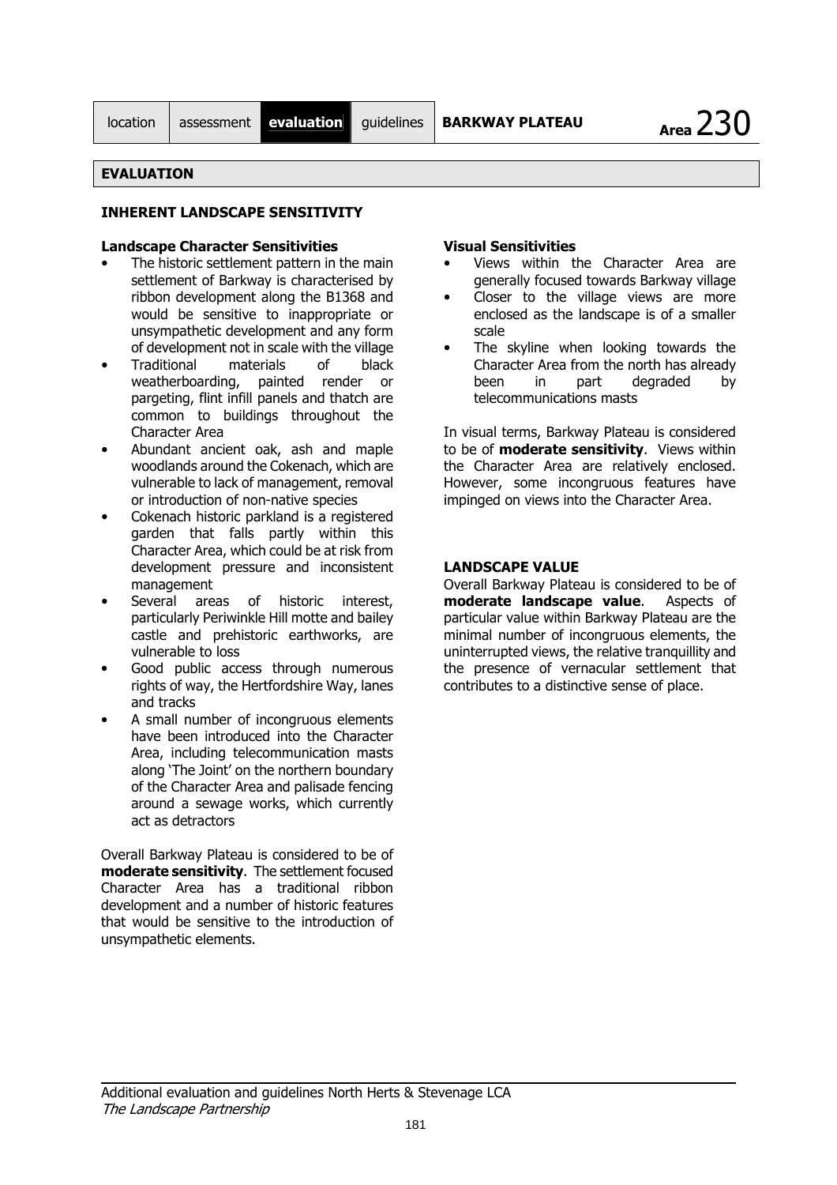## EVALUATION

### INHERENT LANDSCAPE SENSITIVITY

**Landscape Character Sensitivities**

- The historic settlement pattern in the main settlement of Barkway is characterised by ribbon development along the B1368 and would be sensitive to inappropriate or unsympathetic development and any form of development not in scale with the village
- Traditional materials of black weatherboarding, painted render or pargeting, flint infill panels and thatch are common to buildings throughout the Character Area
- Abundant ancient oak, ash and maple woodlands around the Cokenach, which are vulnerable to lack of management, removal or introduction of non-native species
- Cokenach historic parkland is a registered garden that falls partly within this Character Area, which could be at risk from development pressure and inconsistent management
- Several areas of historic interest, particularly Periwinkle Hill motte and bailey castle and prehistoric earthworks, are vulnerable to loss
- Good public access through numerous rights of way, the Hertfordshire Way, lanes and tracks
- A small number of incongruous elements have been introduced into the Character Area, including telecommunication masts along 'The Joint' on the northern boundary of the Character Area and palisade fencing around a sewage works, which currently act as detractors

Overall Barkway Plateau is considered to be of **moderate sensitivity**. The settlement focused Character Area has a traditional ribbon development and a number of historic features that would be sensitive to the introduction of unsympathetic elements.

**Visual Sensitivities**

- Views within the Character Area are generally focused towards Barkway village
- Closer to the village views are more enclosed as the landscape is of a smaller scale
- The skyline when looking towards the Character Area from the north has already been in part degraded by telecommunications masts

In visual terms, Barkway Plateau is considered to be of **moderate sensitivity**. Views within the Character Area are relatively enclosed. However, some incongruous features have impinged on views into the Character Area.

### LANDSCAPE VALUE

Overall Barkway Plateau is considered to be of **moderate landscape value**. Aspects of particular value within Barkway Plateau are the minimal number of incongruous elements, the uninterrupted views, the relative tranquillity and the presence of vernacular settlement that contributes to a distinctive sense of place.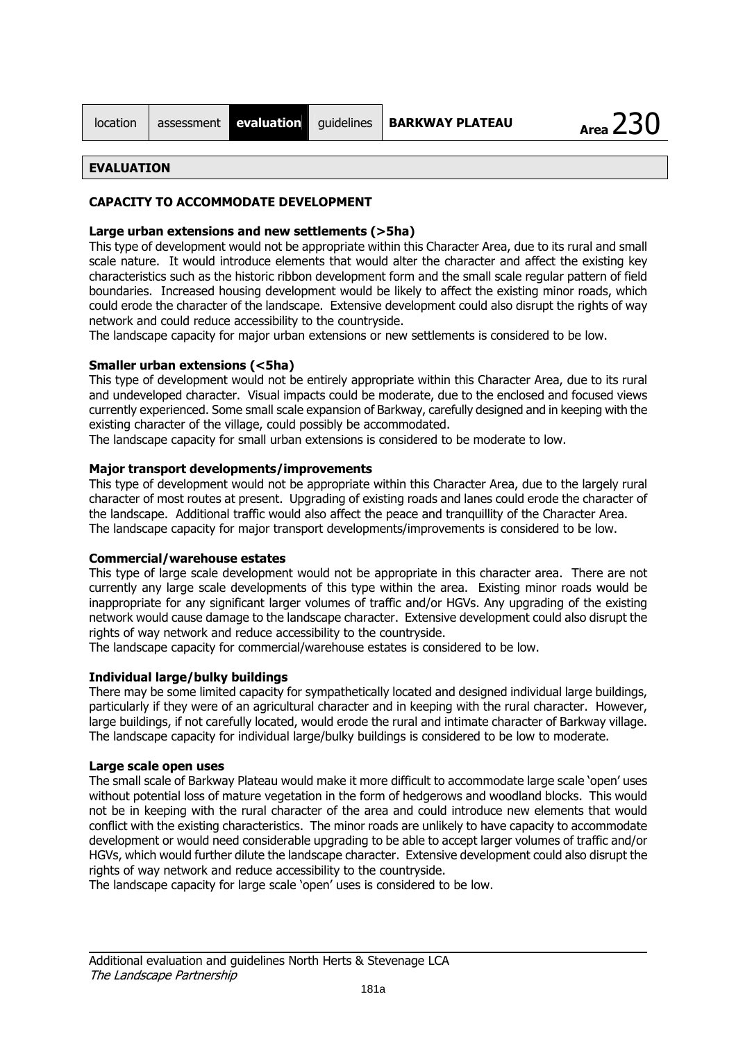## EVALUATION

### CAPACITY TO ACCOMMODATE DEVELOPMENT

**Large urban extensions and new settlements (>5ha)**

This type of development would not be appropriate within this Character Area, due to its rural and small scale nature. It would introduce elements that would alter the character and affect the existing key characteristics such as the historic ribbon development form and the small scale regular pattern of field boundaries. Increased housing development would be likely to affect the existing minor roads, which could erode the character of the landscape. Extensive development could also disrupt the rights of way network and could reduce accessibility to the countryside.

The landscape capacity for major urban extensions or new settlements is considered to be low.

**Smaller urban extensions (<5ha)**

This type of development would not be entirely appropriate within this Character Area, due to its rural and undeveloped character. Visual impacts could be moderate, due to the enclosed and focused views currently experienced. Some small scale expansion of Barkway, carefully designed and in keeping with the existing character of the village, could possibly be accommodated.

The landscape capacity for small urban extensions is considered to be moderate to low.

**Major transport developments/improvements**

This type of development would not be appropriate within this Character Area, due to the largely rural character of most routes at present. Upgrading of existing roads and lanes could erode the character of the landscape. Additional traffic would also affect the peace and tranquillity of the Character Area.

The landscape capacity for major transport developments/improvements is considered to be low.

**Commercial/warehouse estates**

This type of large scale development would not be appropriate in this character area. There are not currently any large scale developments of this type within the area. Existing minor roads would be inappropriate for any significant larger volumes of traffic and/or HGVs. Any upgrading of the existing network would cause damage to the landscape character. Extensive development could also disrupt the rights of way network and reduce accessibility to the countryside.

The landscape capacity for commercial/warehouse estates is considered to be low.

**Individual large/bulky buildings**

There may be some limited capacity for sympathetically located and designed individual large buildings, particularly if they were of an agricultural character and in keeping with the rural character. However, large buildings, if not carefully located, would erode the rural and intimate character of Barkway village.

The landscape capacity for individual large/bulky buildings is considered to be low to moderate.

**Large scale open uses**

The small scale of Barkway Plateau would make it more difficult to accommodate large scale 'open' uses without potential loss of mature vegetation in the form of hedgerows and woodland blocks. This would not be in keeping with the rural character of the area and could introduce new elements that would conflict with the existing characteristics. The minor roads are unlikely to have capacity to accommodate development or would need considerable upgrading to be able to accept larger volumes of traffic and/or HGVs, which would further dilute the landscape character. Extensive development could also disrupt the rights of way network and reduce accessibility to the countryside.

The landscape capacity for large scale 'open' uses is considered to be low.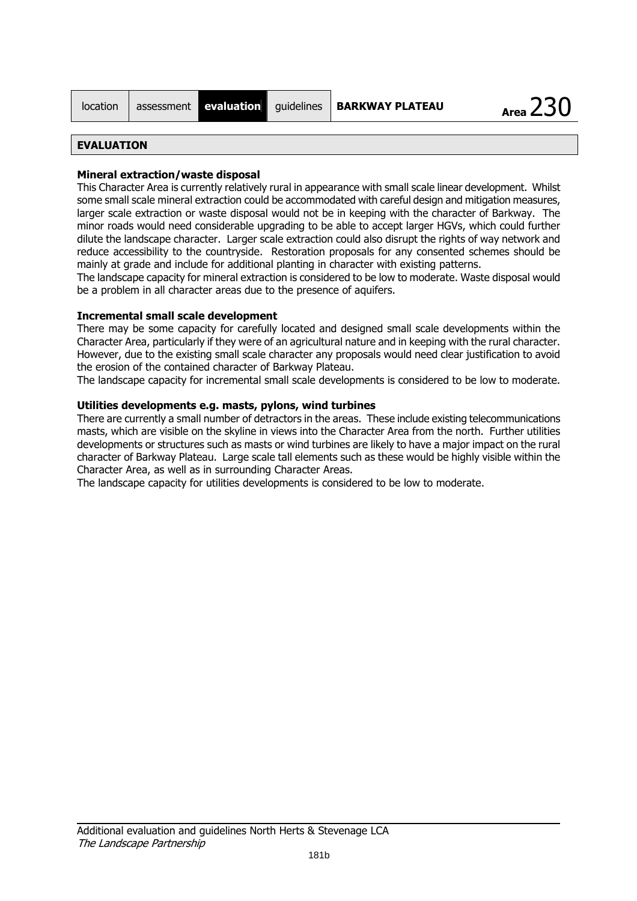| location | assessment | **evaluation** | guidelines | **BARKWAY PLATEAU** | Area 230 |
|---|---|---|---|---|---|

## EVALUATION

### Mineral extraction/waste disposal

This Character Area is currently relatively rural in appearance with small scale linear development. Whilst some small scale mineral extraction could be accommodated with careful design and mitigation measures, larger scale extraction or waste disposal would not be in keeping with the character of Barkway. The minor roads would need considerable upgrading to be able to accept larger HGVs, which could further dilute the landscape character. Larger scale extraction could also disrupt the rights of way network and reduce accessibility to the countryside. Restoration proposals for any consented schemes should be mainly at grade and include for additional planting in character with existing patterns.

The landscape capacity for mineral extraction is considered to be low to moderate. Waste disposal would be a problem in all character areas due to the presence of aquifers.

### Incremental small scale development

There may be some capacity for carefully located and designed small scale developments within the Character Area, particularly if they were of an agricultural nature and in keeping with the rural character. However, due to the existing small scale character any proposals would need clear justification to avoid the erosion of the contained character of Barkway Plateau.

The landscape capacity for incremental small scale developments is considered to be low to moderate.

### Utilities developments e.g. masts, pylons, wind turbines

There are currently a small number of detractors in the areas. These include existing telecommunications masts, which are visible on the skyline in views into the Character Area from the north. Further utilities developments or structures such as masts or wind turbines are likely to have a major impact on the rural character of Barkway Plateau. Large scale tall elements such as these would be highly visible within the Character Area, as well as in surrounding Character Areas.

The landscape capacity for utilities developments is considered to be low to moderate.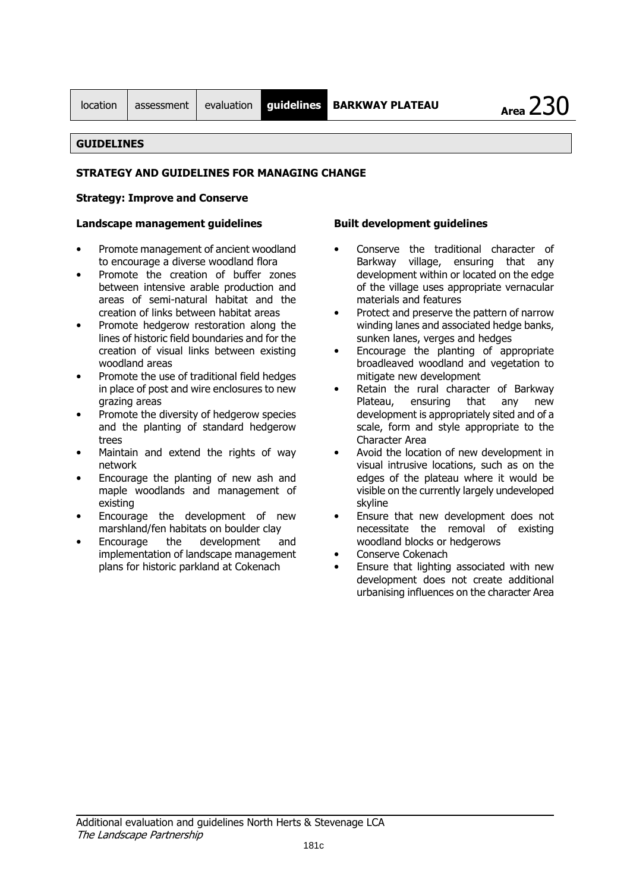| location | assessment | evaluation | **guidelines** | **BARKWAY PLATEAU** | **Area 230** |
|---|---|---|---|---|---|

## GUIDELINES

### STRATEGY AND GUIDELINES FOR MANAGING CHANGE

**Strategy: Improve and Conserve**

**Landscape management guidelines**

- Promote management of ancient woodland to encourage a diverse woodland flora
- Promote the creation of buffer zones between intensive arable production and areas of semi-natural habitat and the creation of links between habitat areas
- Promote hedgerow restoration along the lines of historic field boundaries and for the creation of visual links between existing woodland areas
- Promote the use of traditional field hedges in place of post and wire enclosures to new grazing areas
- Promote the diversity of hedgerow species and the planting of standard hedgerow trees
- Maintain and extend the rights of way network
- Encourage the planting of new ash and maple woodlands and management of existing
- Encourage the development of new marshland/fen habitats on boulder clay
- Encourage the development and implementation of landscape management plans for historic parkland at Cokenach

**Built development guidelines**

- Conserve the traditional character of Barkway village, ensuring that any development within or located on the edge of the village uses appropriate vernacular materials and features
- Protect and preserve the pattern of narrow winding lanes and associated hedge banks, sunken lanes, verges and hedges
- Encourage the planting of appropriate broadleaved woodland and vegetation to mitigate new development
- Retain the rural character of Barkway Plateau, ensuring that any new development is appropriately sited and of a scale, form and style appropriate to the Character Area
- Avoid the location of new development in visual intrusive locations, such as on the edges of the plateau where it would be visible on the currently largely undeveloped skyline
- Ensure that new development does not necessitate the removal of existing woodland blocks or hedgerows
- Conserve Cokenach
- Ensure that lighting associated with new development does not create additional urbanising influences on the character Area

Additional evaluation and guidelines North Herts & Stevenage LCA
*The Landscape Partnership*